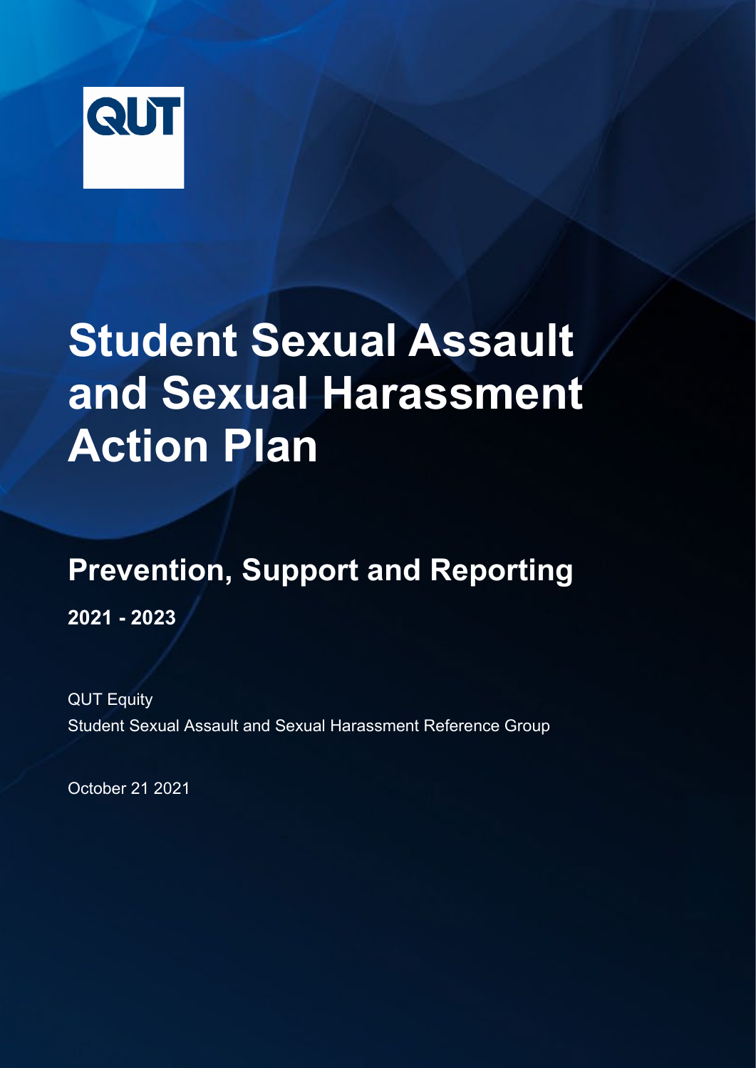QUT

# Student Sexual Assault and Sexual Harassment Action Plan

## Prevention, Support and Reporting

**2021 - 2023**

QUT Equity

Student Sexual Assault and Sexual Harassment Reference Group

October 21 2021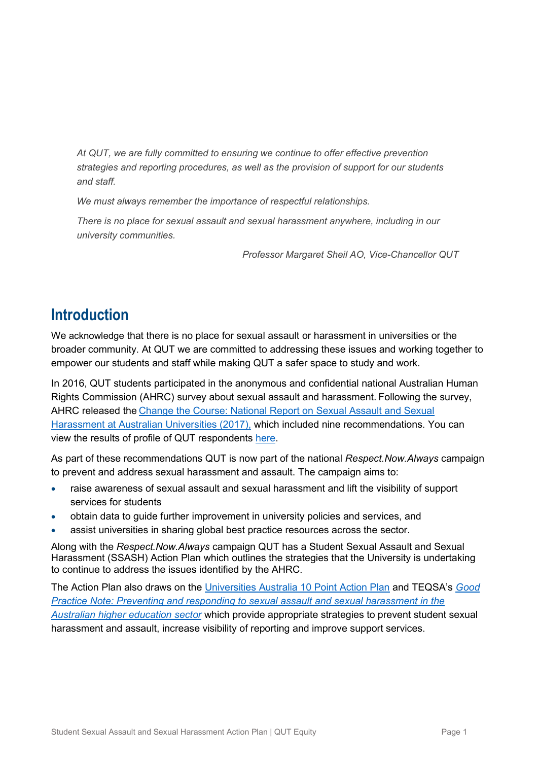*At QUT, we are fully committed to ensuring we continue to offer effective prevention strategies and reporting procedures, as well as the provision of support for our students and staff.*

*We must always remember the importance of respectful relationships.*

*There is no place for sexual assault and sexual harassment anywhere, including in our university communities.*

*Professor Margaret Sheil AO, Vice-Chancellor QUT*

## Introduction

We acknowledge that there is no place for sexual assault or harassment in universities or the broader community. At QUT we are committed to addressing these issues and working together to empower our students and staff while making QUT a safer space to study and work.

In 2016, QUT students participated in the anonymous and confidential national Australian Human Rights Commission (AHRC) survey about sexual assault and harassment. Following the survey, AHRC released the Change the Course: National Report on Sexual Assault and Sexual Harassment at Australian Universities (2017), which included nine recommendations. You can view the results of profile of QUT respondents here.

As part of these recommendations QUT is now part of the national *Respect.Now.Always* campaign to prevent and address sexual harassment and assault. The campaign aims to:

- raise awareness of sexual assault and sexual harassment and lift the visibility of support services for students
- obtain data to guide further improvement in university policies and services, and
- assist universities in sharing global best practice resources across the sector.

Along with the *Respect.Now.Always* campaign QUT has a Student Sexual Assault and Sexual Harassment (SSASH) Action Plan which outlines the strategies that the University is undertaking to continue to address the issues identified by the AHRC.

The Action Plan also draws on the Universities Australia 10 Point Action Plan and TEQSA's *Good Practice Note: Preventing and responding to sexual assault and sexual harassment in the Australian higher education sector* which provide appropriate strategies to prevent student sexual harassment and assault, increase visibility of reporting and improve support services.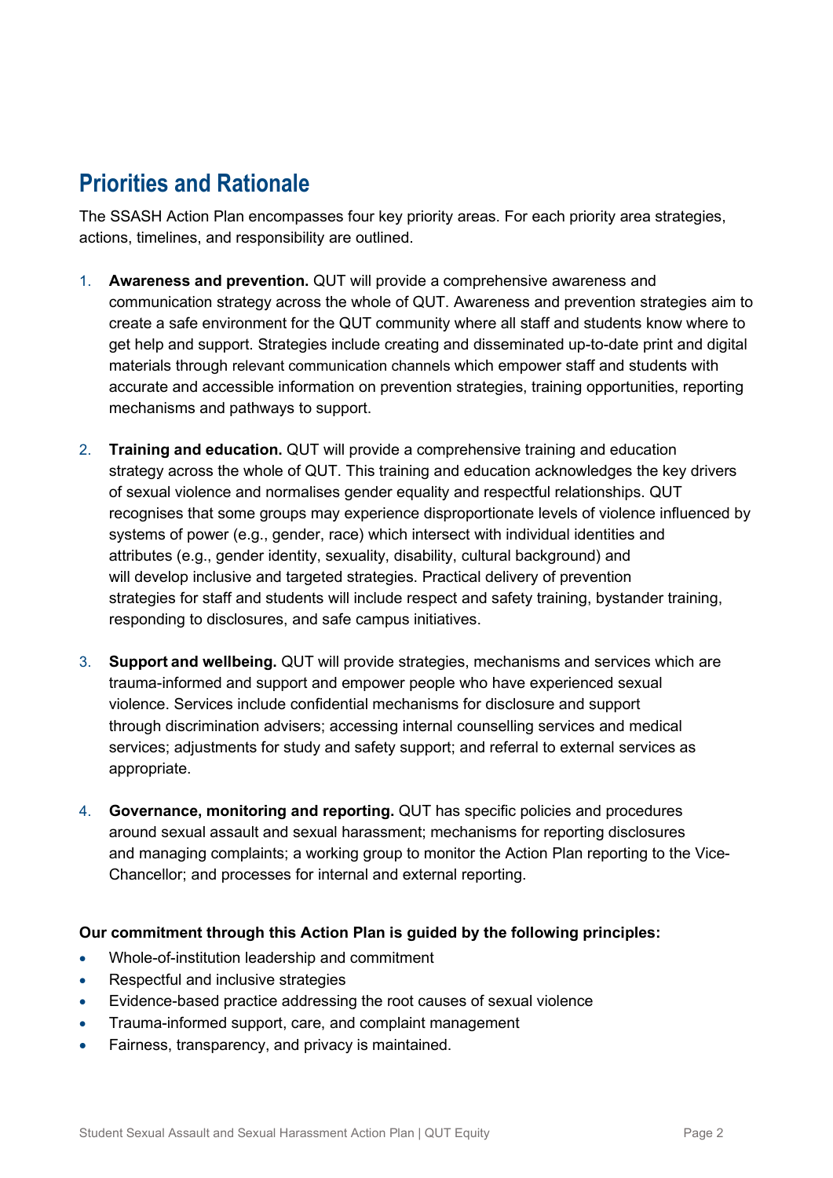## Priorities and Rationale

The SSASH Action Plan encompasses four key priority areas. For each priority area strategies, actions, timelines, and responsibility are outlined.

1. **Awareness and prevention.** QUT will provide a comprehensive awareness and communication strategy across the whole of QUT. Awareness and prevention strategies aim to create a safe environment for the QUT community where all staff and students know where to get help and support. Strategies include creating and disseminated up-to-date print and digital materials through relevant communication channels which empower staff and students with accurate and accessible information on prevention strategies, training opportunities, reporting mechanisms and pathways to support.

2. **Training and education.** QUT will provide a comprehensive training and education strategy across the whole of QUT. This training and education acknowledges the key drivers of sexual violence and normalises gender equality and respectful relationships. QUT recognises that some groups may experience disproportionate levels of violence influenced by systems of power (e.g., gender, race) which intersect with individual identities and attributes (e.g., gender identity, sexuality, disability, cultural background) and will develop inclusive and targeted strategies. Practical delivery of prevention strategies for staff and students will include respect and safety training, bystander training, responding to disclosures, and safe campus initiatives.

3. **Support and wellbeing.** QUT will provide strategies, mechanisms and services which are trauma-informed and support and empower people who have experienced sexual violence. Services include confidential mechanisms for disclosure and support through discrimination advisers; accessing internal counselling services and medical services; adjustments for study and safety support; and referral to external services as appropriate.

4. **Governance, monitoring and reporting.** QUT has specific policies and procedures around sexual assault and sexual harassment; mechanisms for reporting disclosures and managing complaints; a working group to monitor the Action Plan reporting to the Vice-Chancellor; and processes for internal and external reporting.

**Our commitment through this Action Plan is guided by the following principles:**

- Whole-of-institution leadership and commitment
- Respectful and inclusive strategies
- Evidence-based practice addressing the root causes of sexual violence
- Trauma-informed support, care, and complaint management
- Fairness, transparency, and privacy is maintained.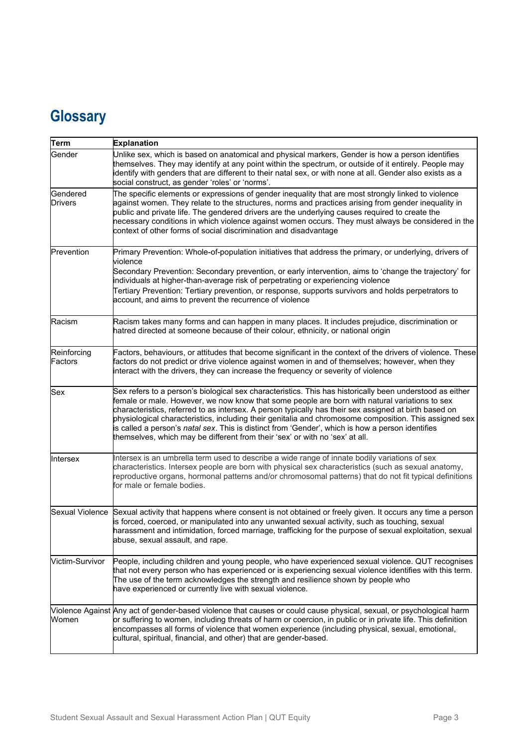# Glossary

| Term | Explanation |
|---|---|
| Gender | Unlike sex, which is based on anatomical and physical markers, Gender is how a person identifies themselves. They may identify at any point within the spectrum, or outside of it entirely. People may identify with genders that are different to their natal sex, or with none at all. Gender also exists as a social construct, as gender 'roles' or 'norms'. |
| Gendered Drivers | The specific elements or expressions of gender inequality that are most strongly linked to violence against women. They relate to the structures, norms and practices arising from gender inequality in public and private life. The gendered drivers are the underlying causes required to create the necessary conditions in which violence against women occurs. They must always be considered in the context of other forms of social discrimination and disadvantage |
| Prevention | Primary Prevention: Whole-of-population initiatives that address the primary, or underlying, drivers of violence<br>Secondary Prevention: Secondary prevention, or early intervention, aims to 'change the trajectory' for individuals at higher-than-average risk of perpetrating or experiencing violence<br>Tertiary Prevention: Tertiary prevention, or response, supports survivors and holds perpetrators to account, and aims to prevent the recurrence of violence |
| Racism | Racism takes many forms and can happen in many places. It includes prejudice, discrimination or hatred directed at someone because of their colour, ethnicity, or national origin |
| Reinforcing Factors | Factors, behaviours, or attitudes that become significant in the context of the drivers of violence. These factors do not predict or drive violence against women in and of themselves; however, when they interact with the drivers, they can increase the frequency or severity of violence |
| Sex | Sex refers to a person's biological sex characteristics. This has historically been understood as either female or male. However, we now know that some people are born with natural variations to sex characteristics, referred to as intersex. A person typically has their sex assigned at birth based on physiological characteristics, including their genitalia and chromosome composition. This assigned sex is called a person's *natal sex*. This is distinct from 'Gender', which is how a person identifies themselves, which may be different from their 'sex' or with no 'sex' at all. |
| Intersex | Intersex is an umbrella term used to describe a wide range of innate bodily variations of sex characteristics. Intersex people are born with physical sex characteristics (such as sexual anatomy, reproductive organs, hormonal patterns and/or chromosomal patterns) that do not fit typical definitions for male or female bodies. |
| Sexual Violence | Sexual activity that happens where consent is not obtained or freely given. It occurs any time a person is forced, coerced, or manipulated into any unwanted sexual activity, such as touching, sexual harassment and intimidation, forced marriage, trafficking for the purpose of sexual exploitation, sexual abuse, sexual assault, and rape. |
| Victim-Survivor | People, including children and young people, who have experienced sexual violence. QUT recognises that not every person who has experienced or is experiencing sexual violence identifies with this term. The use of the term acknowledges the strength and resilience shown by people who have experienced or currently live with sexual violence. |
| Violence Against Women | Any act of gender-based violence that causes or could cause physical, sexual, or psychological harm or suffering to women, including threats of harm or coercion, in public or in private life. This definition encompasses all forms of violence that women experience (including physical, sexual, emotional, cultural, spiritual, financial, and other) that are gender-based. |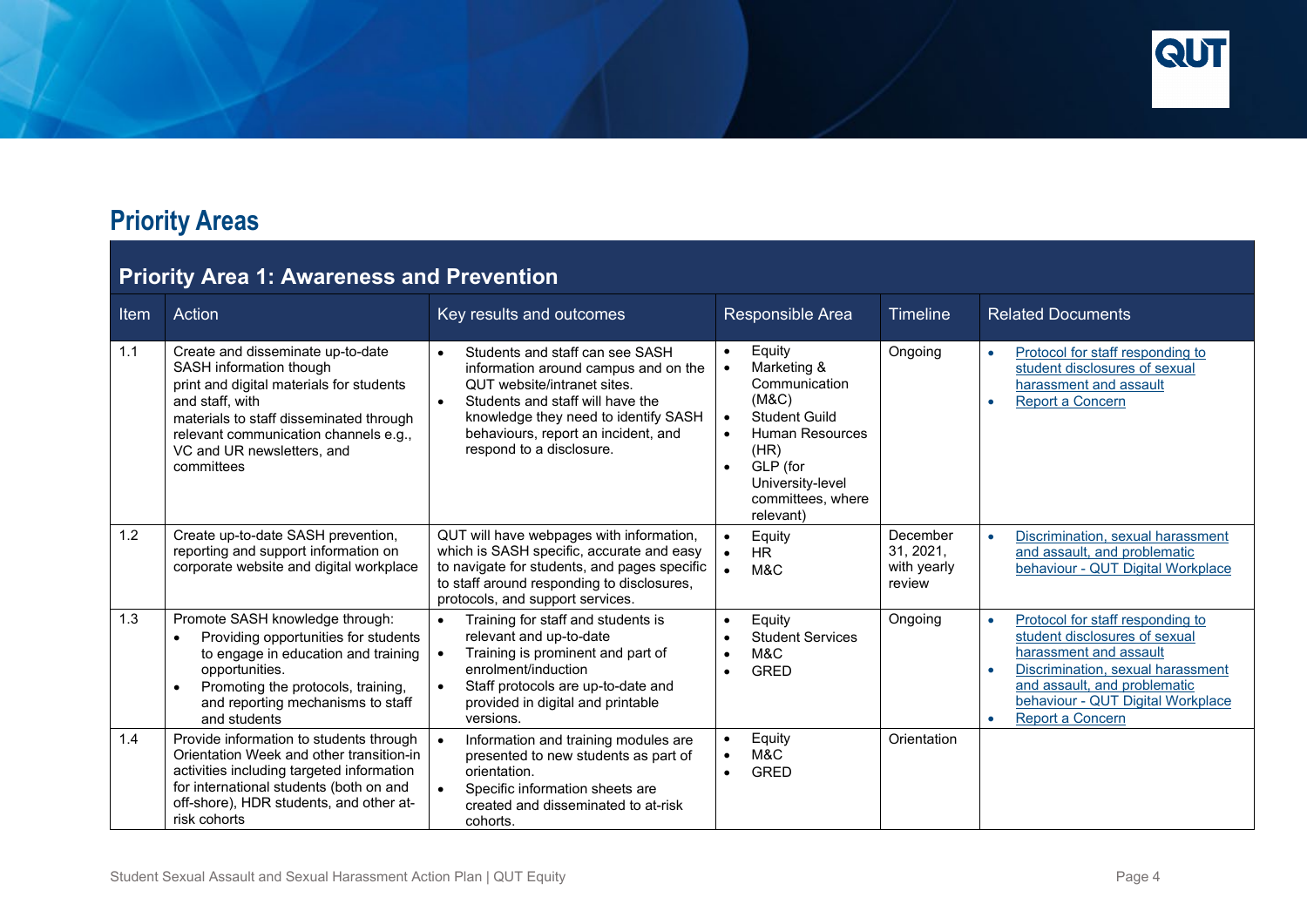## Priority Areas

| Priority Area 1: Awareness and Prevention | | | | | |
|---|---|---|---|---|---|
| Item | Action | Key results and outcomes | Responsible Area | Timeline | Related Documents |
| 1.1 | Create and disseminate up-to-date SASH information though print and digital materials for students and staff, with materials to staff disseminated through relevant communication channels e.g., VC and UR newsletters, and committees | • Students and staff can see SASH information around campus and on the QUT website/intranet sites.<br>• Students and staff will have the knowledge they need to identify SASH behaviours, report an incident, and respond to a disclosure. | • Equity<br>• Marketing & Communication (M&C)<br>• Student Guild<br>• Human Resources (HR)<br>• GLP (for University-level committees, where relevant) | Ongoing | • Protocol for staff responding to student disclosures of sexual harassment and assault<br>• Report a Concern |
| 1.2 | Create up-to-date SASH prevention, reporting and support information on corporate website and digital workplace | QUT will have webpages with information, which is SASH specific, accurate and easy to navigate for students, and pages specific to staff around responding to disclosures, protocols, and support services. | • Equity<br>• HR<br>• M&C | December 31, 2021, with yearly review | • Discrimination, sexual harassment and assault, and problematic behaviour - QUT Digital Workplace |
| 1.3 | Promote SASH knowledge through:<br>• Providing opportunities for students to engage in education and training opportunities.<br>• Promoting the protocols, training, and reporting mechanisms to staff and students | • Training for staff and students is relevant and up-to-date<br>• Training is prominent and part of enrolment/induction<br>• Staff protocols are up-to-date and provided in digital and printable versions. | • Equity<br>• Student Services<br>• M&C<br>• GRED | Ongoing | • Protocol for staff responding to student disclosures of sexual harassment and assault<br>• Discrimination, sexual harassment and assault, and problematic behaviour - QUT Digital Workplace<br>• Report a Concern |
| 1.4 | Provide information to students through Orientation Week and other transition-in activities including targeted information for international students (both on and off-shore), HDR students, and other at-risk cohorts | • Information and training modules are presented to new students as part of orientation.<br>• Specific information sheets are created and disseminated to at-risk cohorts. | • Equity<br>• M&C<br>• GRED | Orientation | |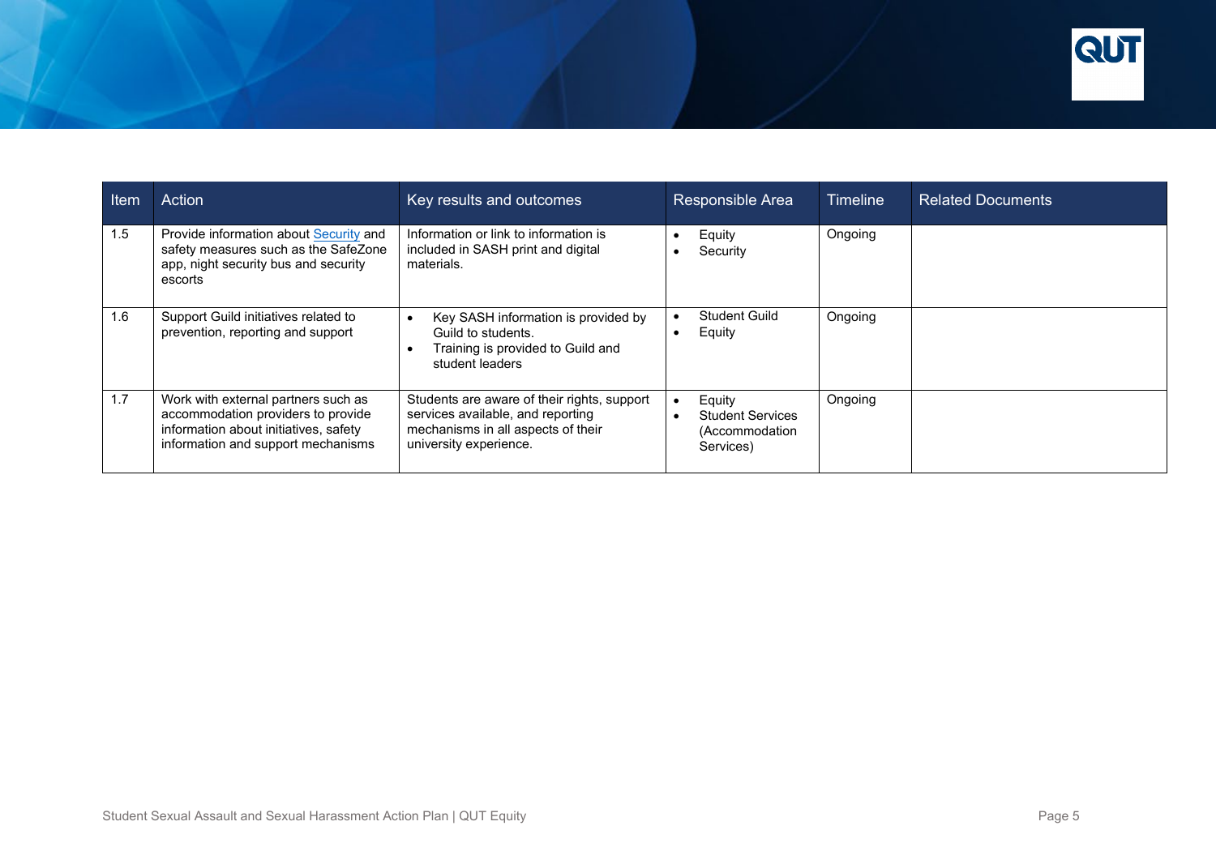| Item | Action | Key results and outcomes | Responsible Area | Timeline | Related Documents |
|---|---|---|---|---|---|
| 1.5 | Provide information about Security and safety measures such as the SafeZone app, night security bus and security escorts | Information or link to information is included in SASH print and digital materials. | • Equity<br>• Security | Ongoing | |
| 1.6 | Support Guild initiatives related to prevention, reporting and support | • Key SASH information is provided by Guild to students.<br>• Training is provided to Guild and student leaders | • Student Guild<br>• Equity | Ongoing | |
| 1.7 | Work with external partners such as accommodation providers to provide information about initiatives, safety information and support mechanisms | Students are aware of their rights, support services available, and reporting mechanisms in all aspects of their university experience. | • Equity<br>• Student Services (Accommodation Services) | Ongoing | |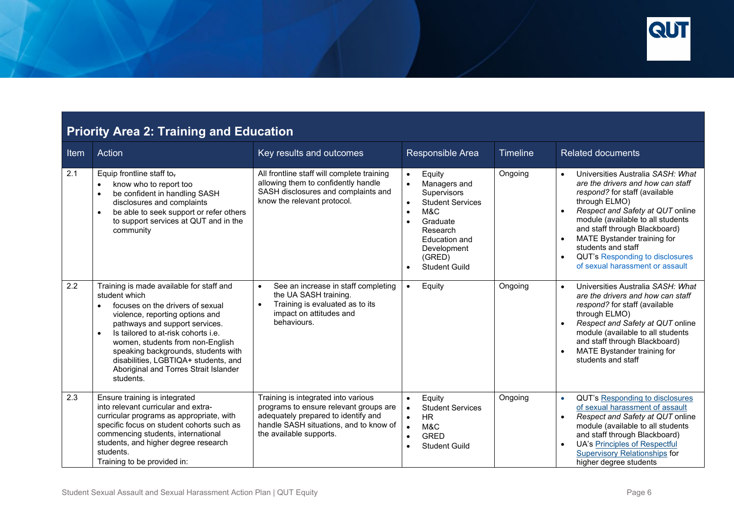## Priority Area 2: Training and Education

| Item | Action | Key results and outcomes | Responsible Area | Timeline | Related documents |
|---|---|---|---|---|---|
| 2.1 | Equip frontline staff to, <br>• know who to report too <br>• be confident in handling SASH disclosures and complaints <br>• be able to seek support or refer others to support services at QUT and in the community | All frontline staff will complete training allowing them to confidently handle SASH disclosures and complaints and know the relevant protocol. | • Equity <br>• Managers and Supervisors <br>• Student Services <br>• M&C <br>• Graduate Research Education and Development (GRED) <br>• Student Guild | Ongoing | • Universities Australia *SASH: What are the drivers and how can staff respond?* for staff (available through ELMO) <br>• *Respect and Safety at QUT* online module (available to all students and staff through Blackboard) <br>• MATE Bystander training for students and staff <br>• QUT's Responding to disclosures of sexual harassment or assault |
| 2.2 | Training is made available for staff and student which <br>• focuses on the drivers of sexual violence, reporting options and pathways and support services. <br>• Is tailored to at-risk cohorts i.e. women, students from non-English speaking backgrounds, students with disabilities, LGBTIQA+ students, and Aboriginal and Torres Strait Islander students. | • See an increase in staff completing the UA SASH training. <br>• Training is evaluated as to its impact on attitudes and behaviours. | • Equity | Ongoing | • Universities Australia *SASH: What are the drivers and how can staff respond?* for staff (available through ELMO) <br>• *Respect and Safety at QUT* online module (available to all students and staff through Blackboard) <br>• MATE Bystander training for students and staff |
| 2.3 | Ensure training is integrated into relevant curricular and extra-curricular programs as appropriate, with specific focus on student cohorts such as commencing students, international students, and higher degree research students. <br>Training to be provided in: | Training is integrated into various programs to ensure relevant groups are adequately prepared to identify and handle SASH situations, and to know of the available supports. | • Equity <br>• Student Services <br>• HR <br>• M&C <br>• GRED <br>• Student Guild | Ongoing | • QUT's Responding to disclosures of sexual harassment of assault <br>• *Respect and Safety at QUT* online module (available to all students and staff through Blackboard) <br>• UA's Principles of Respectful Supervisory Relationships for higher degree students |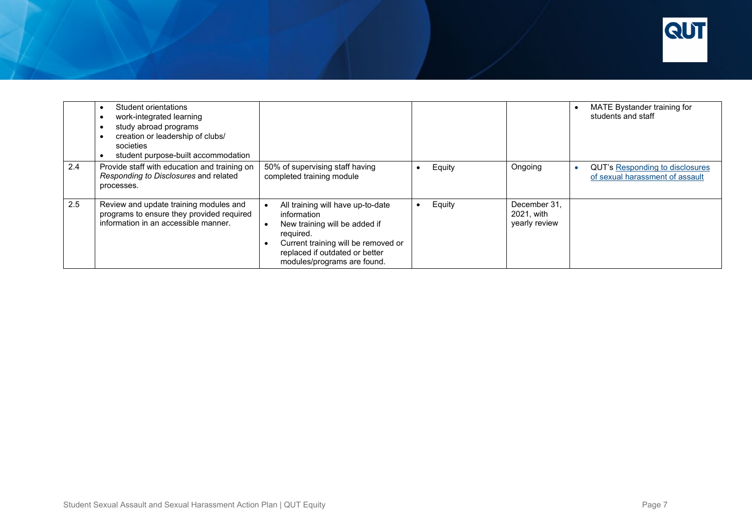|  |  |  |  |  |  |
|---|---|---|---|---|---|
|  | • Student orientations<br>• work-integrated learning<br>• study abroad programs<br>• creation or leadership of clubs/ societies<br>• student purpose-built accommodation |  |  |  | • MATE Bystander training for students and staff |
| 2.4 | Provide staff with education and training on *Responding to Disclosures* and related processes. | 50% of supervising staff having completed training module | • Equity | Ongoing | • QUT's Responding to disclosures of sexual harassment of assault |
| 2.5 | Review and update training modules and programs to ensure they provided required information in an accessible manner. | • All training will have up-to-date information<br>• New training will be added if required.<br>• Current training will be removed or replaced if outdated or better modules/programs are found. | • Equity | December 31, 2021, with yearly review |  |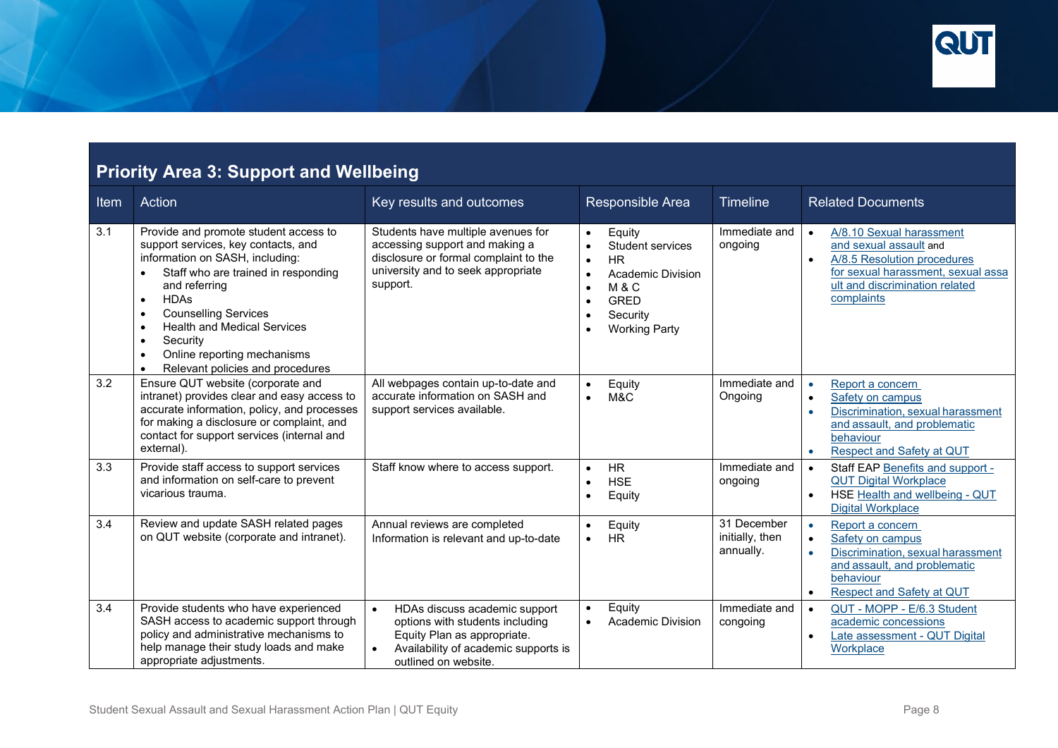## Priority Area 3: Support and Wellbeing

| Item | Action | Key results and outcomes | Responsible Area | Timeline | Related Documents |
|---|---|---|---|---|---|
| 3.1 | Provide and promote student access to support services, key contacts, and information on SASH, including: <br>• Staff who are trained in responding and referring <br>• HDAs <br>• Counselling Services <br>• Health and Medical Services <br>• Security <br>• Online reporting mechanisms <br>• Relevant policies and procedures | Students have multiple avenues for accessing support and making a disclosure or formal complaint to the university and to seek appropriate support. | • Equity <br>• Student services <br>• HR <br>• Academic Division <br>• M & C <br>• GRED <br>• Security <br>• Working Party | Immediate and ongoing | • A/8.10 Sexual harassment and sexual assault and <br>• A/8.5 Resolution procedures for sexual harassment, sexual assault and discrimination related complaints |
| 3.2 | Ensure QUT website (corporate and intranet) provides clear and easy access to accurate information, policy, and processes for making a disclosure or complaint, and contact for support services (internal and external). | All webpages contain up-to-date and accurate information on SASH and support services available. | • Equity <br>• M&C | Immediate and Ongoing | • Report a concern <br>• Safety on campus <br>• Discrimination, sexual harassment and assault, and problematic behaviour <br>• Respect and Safety at QUT |
| 3.3 | Provide staff access to support services and information on self-care to prevent vicarious trauma. | Staff know where to access support. | • HR <br>• HSE <br>• Equity | Immediate and ongoing | • Staff EAP Benefits and support - QUT Digital Workplace <br>• HSE Health and wellbeing - QUT Digital Workplace |
| 3.4 | Review and update SASH related pages on QUT website (corporate and intranet). | Annual reviews are completed <br>Information is relevant and up-to-date | • Equity <br>• HR | 31 December initially, then annually. | • Report a concern <br>• Safety on campus <br>• Discrimination, sexual harassment and assault, and problematic behaviour <br>• Respect and Safety at QUT |
| 3.4 | Provide students who have experienced SASH access to academic support through policy and administrative mechanisms to help manage their study loads and make appropriate adjustments. | • HDAs discuss academic support options with students including Equity Plan as appropriate. <br>• Availability of academic supports is outlined on website. | • Equity <br>• Academic Division | Immediate and congoing | • QUT - MOPP - E/6.3 Student academic concessions <br>• Late assessment - QUT Digital Workplace |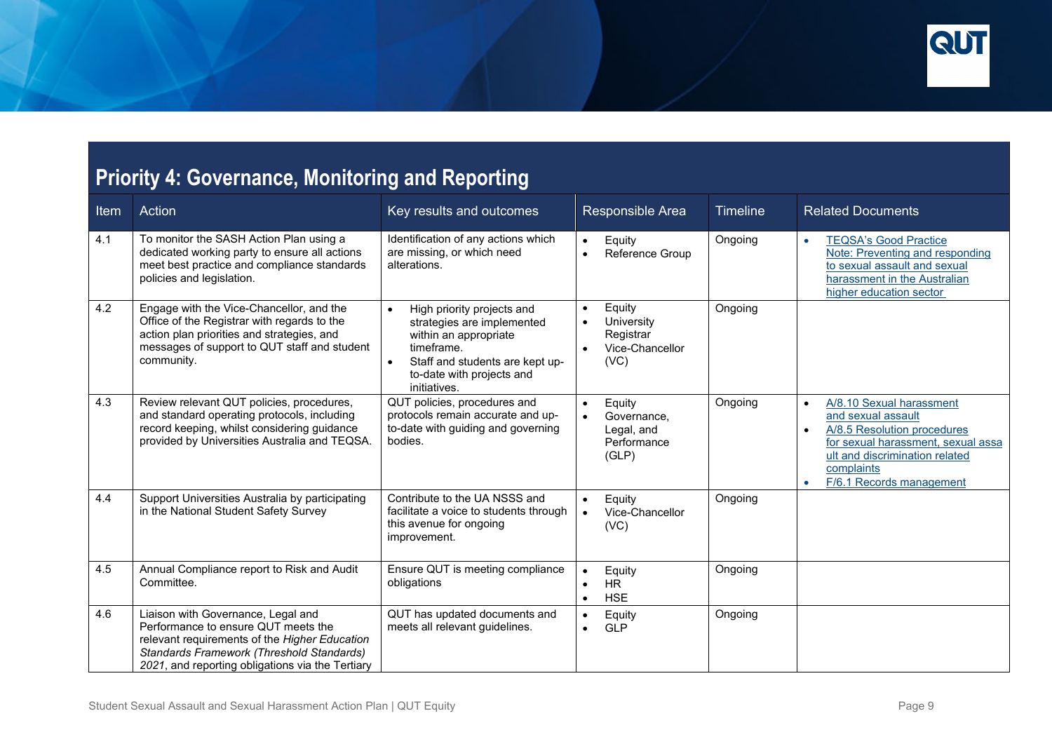## Priority 4: Governance, Monitoring and Reporting

| Item | Action | Key results and outcomes | Responsible Area | Timeline | Related Documents |
|---|---|---|---|---|---|
| 4.1 | To monitor the SASH Action Plan using a dedicated working party to ensure all actions meet best practice and compliance standards policies and legislation. | Identification of any actions which are missing, or which need alterations. | • Equity<br>• Reference Group | Ongoing | • [TEQSA's Good Practice Note: Preventing and responding to sexual assault and sexual harassment in the Australian higher education sector]() |
| 4.2 | Engage with the Vice-Chancellor, and the Office of the Registrar with regards to the action plan priorities and strategies, and messages of support to QUT staff and student community. | • High priority projects and strategies are implemented within an appropriate timeframe.<br>• Staff and students are kept up-to-date with projects and initiatives. | • Equity<br>• University Registrar<br>• Vice-Chancellor (VC) | Ongoing | |
| 4.3 | Review relevant QUT policies, procedures, and standard operating protocols, including record keeping, whilst considering guidance provided by Universities Australia and TEQSA. | QUT policies, procedures and protocols remain accurate and up-to-date with guiding and governing bodies. | • Equity<br>• Governance, Legal, and Performance (GLP) | Ongoing | • [A/8.10 Sexual harassment and sexual assault]()<br>• [A/8.5 Resolution procedures for sexual harassment, sexual assault and discrimination related complaints]()<br>• [F/6.1 Records management]() |
| 4.4 | Support Universities Australia by participating in the National Student Safety Survey | Contribute to the UA NSSS and facilitate a voice to students through this avenue for ongoing improvement. | • Equity<br>• Vice-Chancellor (VC) | Ongoing | |
| 4.5 | Annual Compliance report to Risk and Audit Committee. | Ensure QUT is meeting compliance obligations | • Equity<br>• HR<br>• HSE | Ongoing | |
| 4.6 | Liaison with Governance, Legal and Performance to ensure QUT meets the relevant requirements of the *Higher Education Standards Framework (Threshold Standards) 2021*, and reporting obligations via the Tertiary | QUT has updated documents and meets all relevant guidelines. | • Equity<br>• GLP | Ongoing | |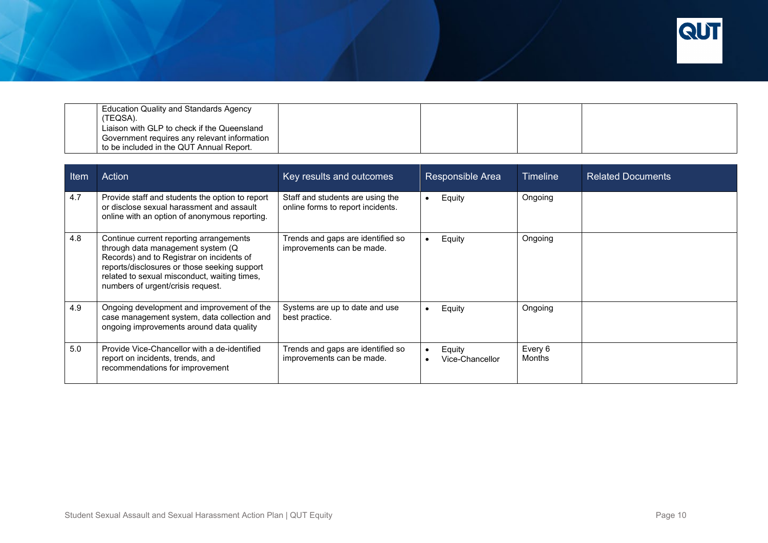| Item | Action | Key results and outcomes | Responsible Area | Timeline | Related Documents |
|---|---|---|---|---|---|
| | Education Quality and Standards Agency (TEQSA).<br>Liaison with GLP to check if the Queensland Government requires any relevant information to be included in the QUT Annual Report. | | | | |
| 4.7 | Provide staff and students the option to report or disclose sexual harassment and assault online with an option of anonymous reporting. | Staff and students are using the online forms to report incidents. | • Equity | Ongoing | |
| 4.8 | Continue current reporting arrangements through data management system (Q Records) and to Registrar on incidents of reports/disclosures or those seeking support related to sexual misconduct, waiting times, numbers of urgent/crisis request. | Trends and gaps are identified so improvements can be made. | • Equity | Ongoing | |
| 4.9 | Ongoing development and improvement of the case management system, data collection and ongoing improvements around data quality | Systems are up to date and use best practice. | • Equity | Ongoing | |
| 5.0 | Provide Vice-Chancellor with a de-identified report on incidents, trends, and recommendations for improvement | Trends and gaps are identified so improvements can be made. | • Equity<br>• Vice-Chancellor | Every 6 Months | |